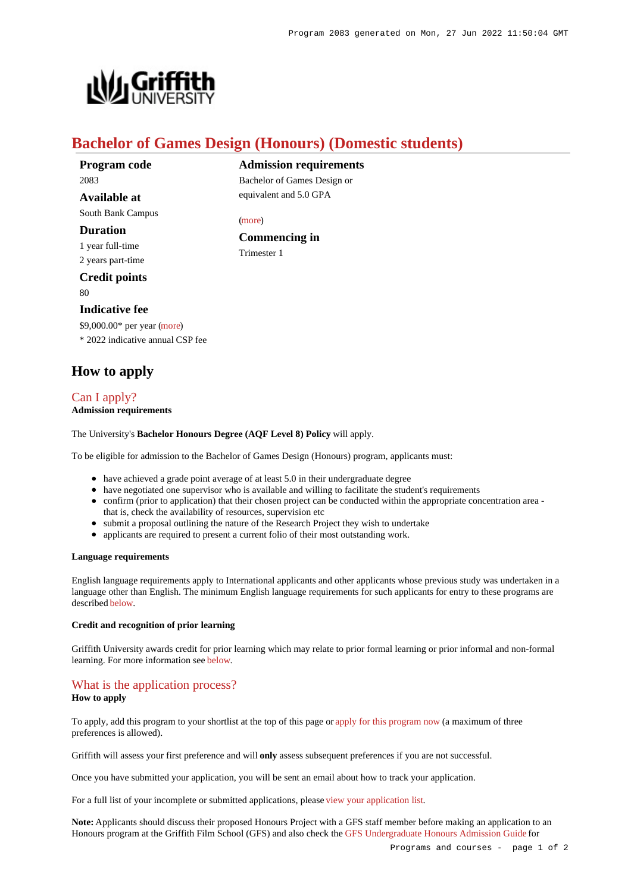# Bachelor of Games Design (Honours) (Domestic students)

### Program code
2083

### Available at
South Bank Campus

### Duration
1 year full-time
2 years part-time

### Credit points
80

### Indicative fee
$9,000.00* per year (more)
* 2022 indicative annual CSP fee

### Admission requirements
Bachelor of Games Design or equivalent and 5.0 GPA

(more)

### Commencing in
Trimester 1

## How to apply

### Can I apply?

**Admission requirements**

The University's **Bachelor Honours Degree (AQF Level 8) Policy** will apply.

To be eligible for admission to the Bachelor of Games Design (Honours) program, applicants must:

- have achieved a grade point average of at least 5.0 in their undergraduate degree
- have negotiated one supervisor who is available and willing to facilitate the student's requirements
- confirm (prior to application) that their chosen project can be conducted within the appropriate concentration area - that is, check the availability of resources, supervision etc
- submit a proposal outlining the nature of the Research Project they wish to undertake
- applicants are required to present a current folio of their most outstanding work.

**Language requirements**

English language requirements apply to International applicants and other applicants whose previous study was undertaken in a language other than English. The minimum English language requirements for such applicants for entry to these programs are described below.

**Credit and recognition of prior learning**

Griffith University awards credit for prior learning which may relate to prior formal learning or prior informal and non-formal learning. For more information see below.

### What is the application process?

**How to apply**

To apply, add this program to your shortlist at the top of this page or apply for this program now (a maximum of three preferences is allowed).

Griffith will assess your first preference and will **only** assess subsequent preferences if you are not successful.

Once you have submitted your application, you will be sent an email about how to track your application.

For a full list of your incomplete or submitted applications, please view your application list.

**Note:** Applicants should discuss their proposed Honours Project with a GFS staff member before making an application to an Honours program at the Griffith Film School (GFS) and also check the GFS Undergraduate Honours Admission Guide for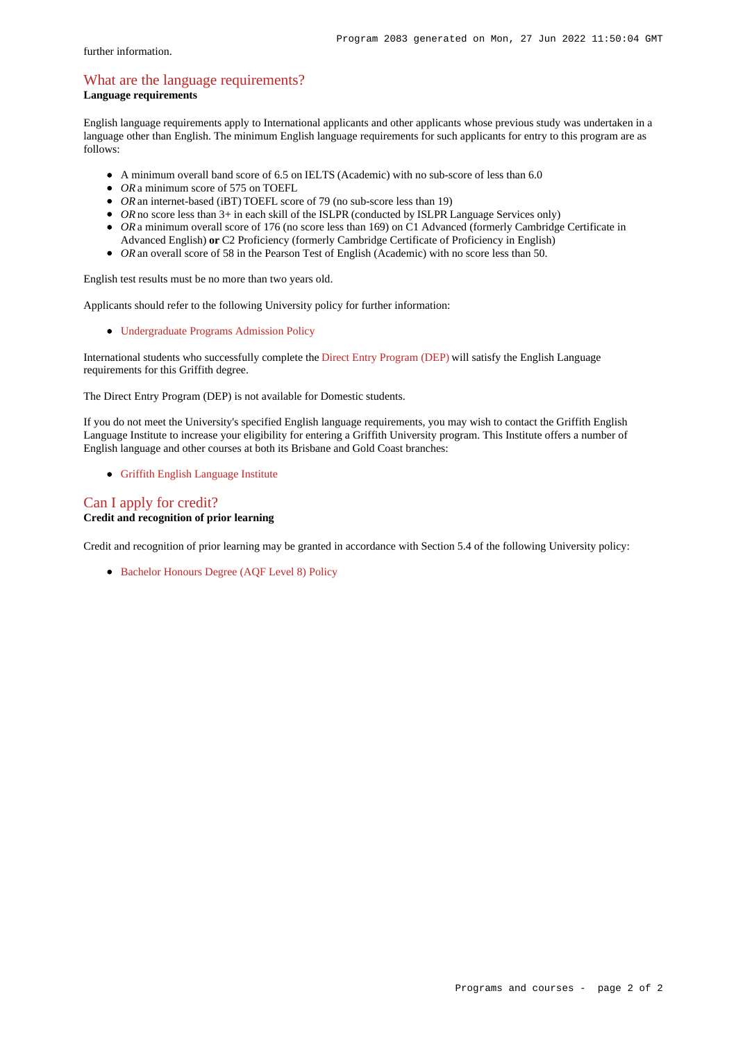further information.

## What are the language requirements?

**Language requirements**

English language requirements apply to International applicants and other applicants whose previous study was undertaken in a language other than English. The minimum English language requirements for such applicants for entry to this program are as follows:

- A minimum overall band score of 6.5 on IELTS (Academic) with no sub-score of less than 6.0
- *OR* a minimum score of 575 on TOEFL
- *OR* an internet-based (iBT) TOEFL score of 79 (no sub-score less than 19)
- *OR* no score less than 3+ in each skill of the ISLPR (conducted by ISLPR Language Services only)
- *OR* a minimum overall score of 176 (no score less than 169) on C1 Advanced (formerly Cambridge Certificate in Advanced English) **or** C2 Proficiency (formerly Cambridge Certificate of Proficiency in English)
- *OR* an overall score of 58 in the Pearson Test of English (Academic) with no score less than 50.

English test results must be no more than two years old.

Applicants should refer to the following University policy for further information:

- Undergraduate Programs Admission Policy

International students who successfully complete the Direct Entry Program (DEP) will satisfy the English Language requirements for this Griffith degree.

The Direct Entry Program (DEP) is not available for Domestic students.

If you do not meet the University's specified English language requirements, you may wish to contact the Griffith English Language Institute to increase your eligibility for entering a Griffith University program. This Institute offers a number of English language and other courses at both its Brisbane and Gold Coast branches:

- Griffith English Language Institute

## Can I apply for credit?

**Credit and recognition of prior learning**

Credit and recognition of prior learning may be granted in accordance with Section 5.4 of the following University policy:

- Bachelor Honours Degree (AQF Level 8) Policy